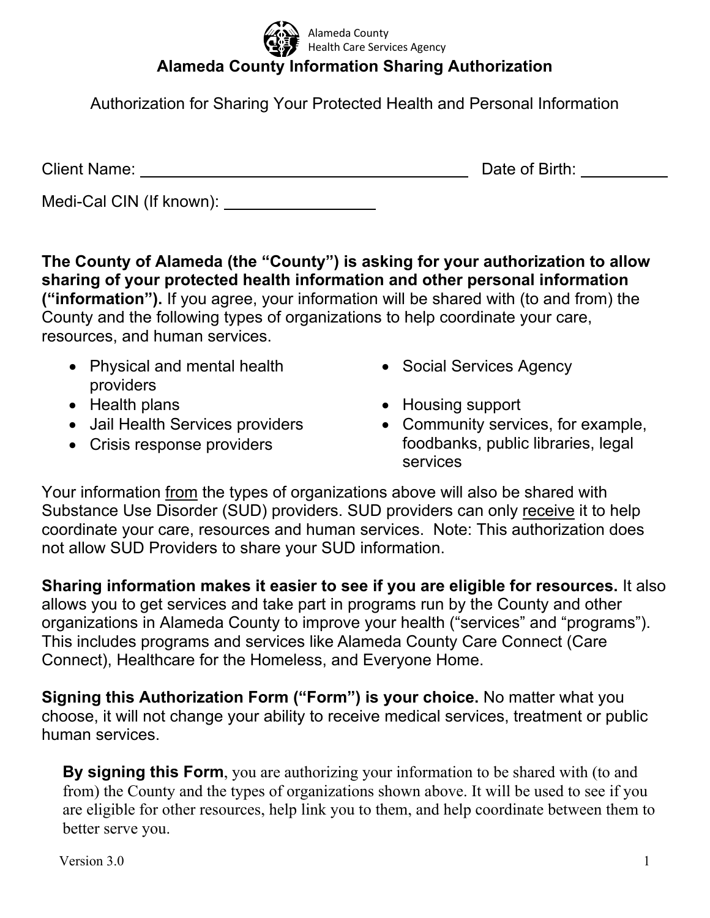Alameda County
Health Care Services Agency

# Alameda County Information Sharing Authorization

Authorization for Sharing Your Protected Health and Personal Information

Client Name: ______________________________ Date of Birth: __________

Medi-Cal CIN (If known): ________________

**The County of Alameda (the "County") is asking for your authorization to allow sharing of your protected health information and other personal information ("information").** If you agree, your information will be shared with (to and from) the County and the following types of organizations to help coordinate your care, resources, and human services.

- Physical and mental health providers
- Health plans
- Jail Health Services providers
- Crisis response providers
- Social Services Agency
- Housing support
- Community services, for example, foodbanks, public libraries, legal services

Your information <u>from</u> the types of organizations above will also be shared with Substance Use Disorder (SUD) providers. SUD providers can only <u>receive</u> it to help coordinate your care, resources and human services. Note: This authorization does not allow SUD Providers to share your SUD information.

**Sharing information makes it easier to see if you are eligible for resources.** It also allows you to get services and take part in programs run by the County and other organizations in Alameda County to improve your health ("services" and "programs"). This includes programs and services like Alameda County Care Connect (Care Connect), Healthcare for the Homeless, and Everyone Home.

**Signing this Authorization Form ("Form") is your choice.** No matter what you choose, it will not change your ability to receive medical services, treatment or public human services.

**By signing this Form**, you are authorizing your information to be shared with (to and from) the County and the types of organizations shown above. It will be used to see if you are eligible for other resources, help link you to them, and help coordinate between them to better serve you.

Version 3.0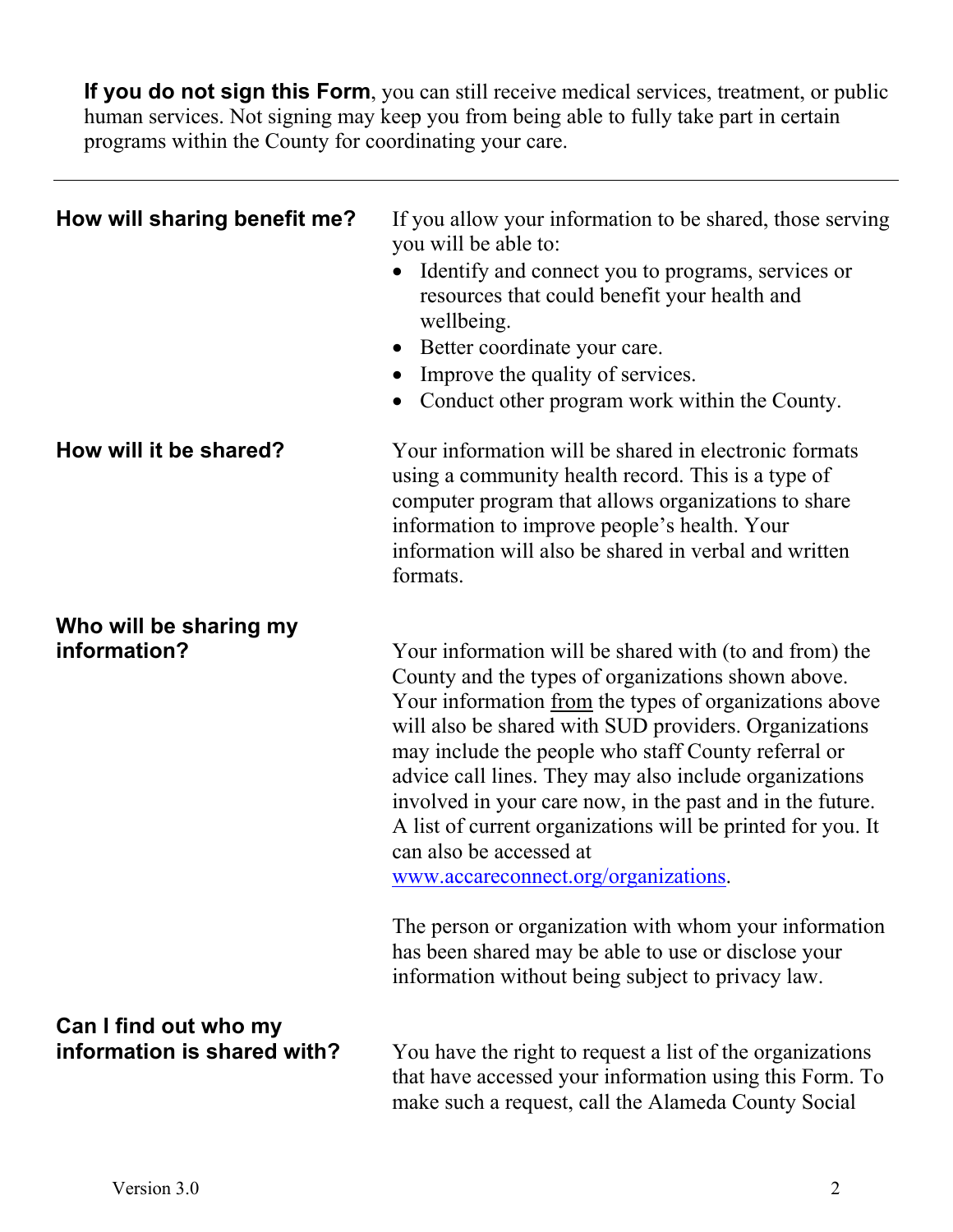**If you do not sign this Form**, you can still receive medical services, treatment, or public human services. Not signing may keep you from being able to fully take part in certain programs within the County for coordinating your care.

---

**How will sharing benefit me?**

If you allow your information to be shared, those serving you will be able to:

- Identify and connect you to programs, services or resources that could benefit your health and wellbeing.
- Better coordinate your care.
- Improve the quality of services.
- Conduct other program work within the County.

**How will it be shared?**

Your information will be shared in electronic formats using a community health record. This is a type of computer program that allows organizations to share information to improve people's health. Your information will also be shared in verbal and written formats.

**Who will be sharing my information?**

Your information will be shared with (to and from) the County and the types of organizations shown above. Your information from the types of organizations above will also be shared with SUD providers. Organizations may include the people who staff County referral or advice call lines. They may also include organizations involved in your care now, in the past and in the future. A list of current organizations will be printed for you. It can also be accessed at www.accareconnect.org/organizations.

The person or organization with whom your information has been shared may be able to use or disclose your information without being subject to privacy law.

**Can I find out who my information is shared with?**

You have the right to request a list of the organizations that have accessed your information using this Form. To make such a request, call the Alameda County Social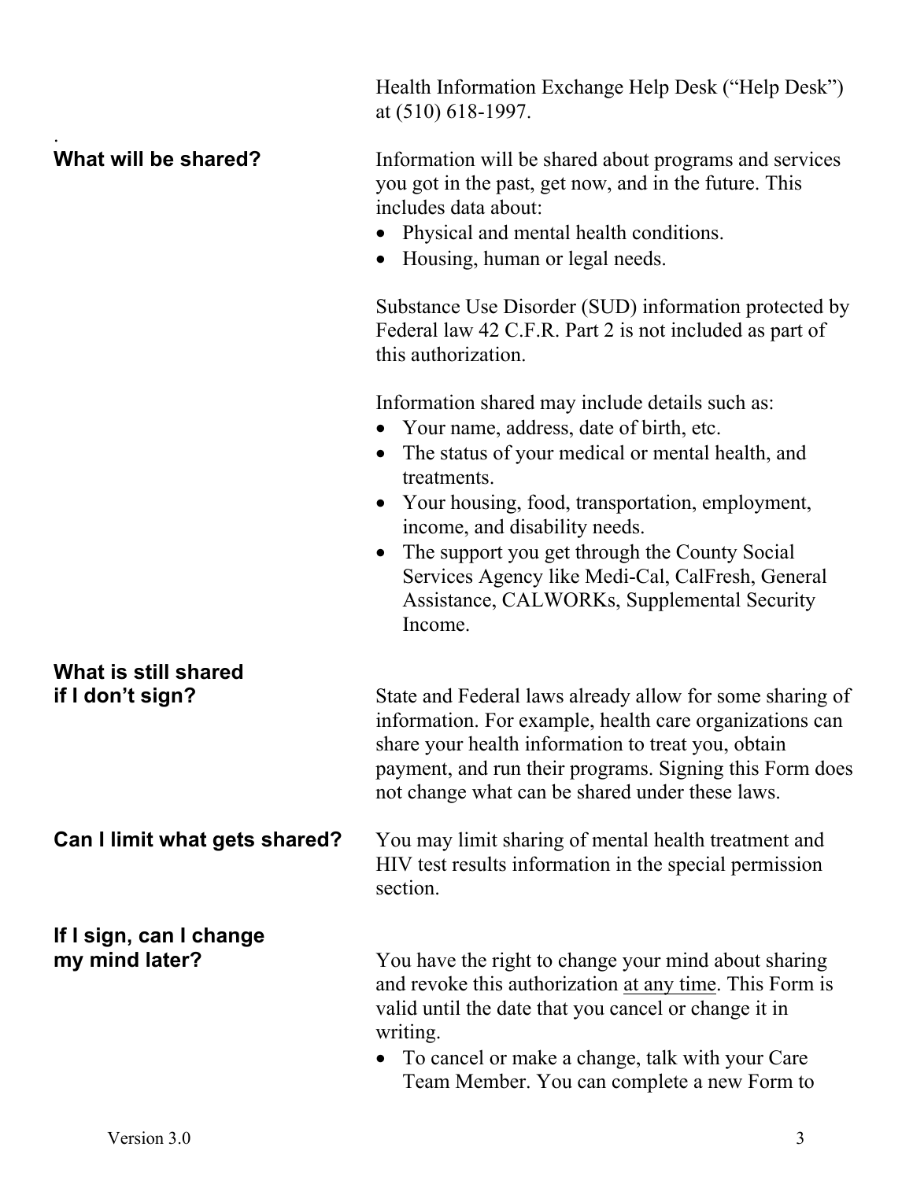Health Information Exchange Help Desk ("Help Desk") at (510) 618-1997.

.

**What will be shared?**

Information will be shared about programs and services you got in the past, get now, and in the future. This includes data about:

- Physical and mental health conditions.
- Housing, human or legal needs.

Substance Use Disorder (SUD) information protected by Federal law 42 C.F.R. Part 2 is not included as part of this authorization.

Information shared may include details such as:

- Your name, address, date of birth, etc.
- The status of your medical or mental health, and treatments.
- Your housing, food, transportation, employment, income, and disability needs.
- The support you get through the County Social Services Agency like Medi-Cal, CalFresh, General Assistance, CALWORKs, Supplemental Security Income.

**What is still shared if I don't sign?**

State and Federal laws already allow for some sharing of information. For example, health care organizations can share your health information to treat you, obtain payment, and run their programs. Signing this Form does not change what can be shared under these laws.

**Can I limit what gets shared?**

You may limit sharing of mental health treatment and HIV test results information in the special permission section.

**If I sign, can I change my mind later?**

You have the right to change your mind about sharing and revoke this authorization <u>at any time</u>. This Form is valid until the date that you cancel or change it in writing.

- To cancel or make a change, talk with your Care Team Member. You can complete a new Form to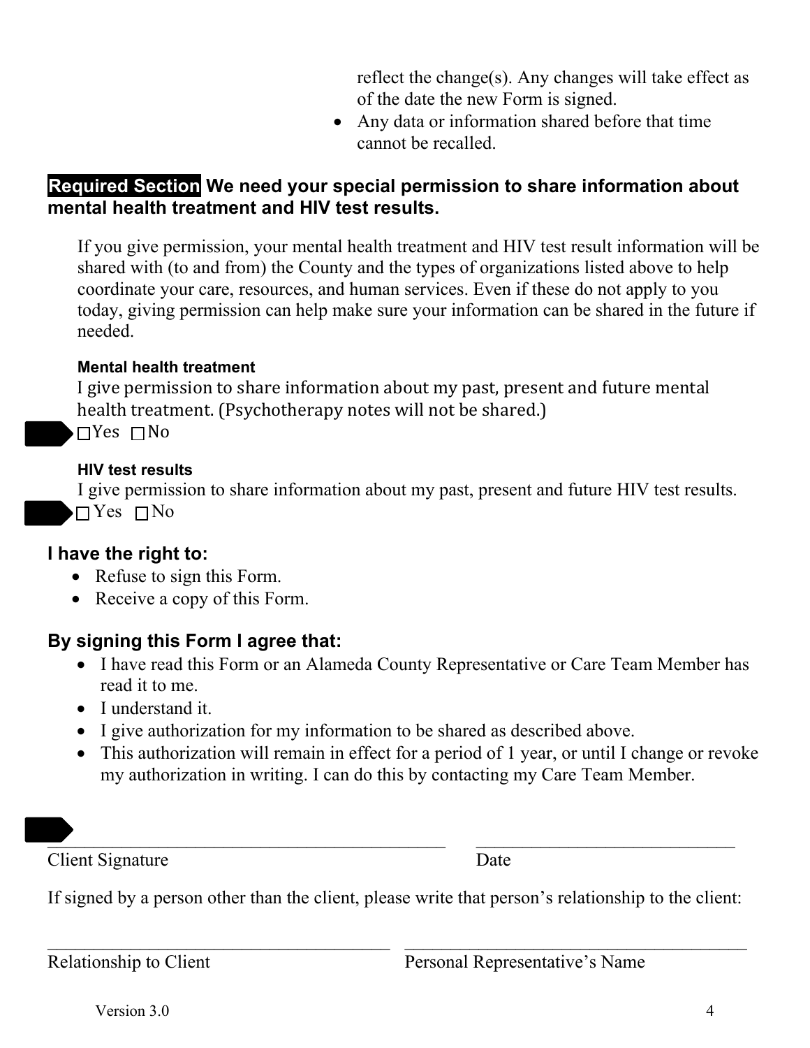reflect the change(s). Any changes will take effect as of the date the new Form is signed.

- Any data or information shared before that time cannot be recalled.

## **Required Section** We need your special permission to share information about mental health treatment and HIV test results.

If you give permission, your mental health treatment and HIV test result information will be shared with (to and from) the County and the types of organizations listed above to help coordinate your care, resources, and human services. Even if these do not apply to you today, giving permission can help make sure your information can be shared in the future if needed.

**Mental health treatment**

I give permission to share information about my past, present and future mental health treatment. (Psychotherapy notes will not be shared.)

☐ Yes ☐ No

**HIV test results**

I give permission to share information about my past, present and future HIV test results.

☐ Yes ☐ No

### I have the right to:

- Refuse to sign this Form.
- Receive a copy of this Form.

### By signing this Form I agree that:

- I have read this Form or an Alameda County Representative or Care Team Member has read it to me.
- I understand it.
- I give authorization for my information to be shared as described above.
- This authorization will remain in effect for a period of 1 year, or until I change or revoke my authorization in writing. I can do this by contacting my Care Team Member.

\_\_\_\_\_\_\_\_\_\_\_\_\_\_\_\_\_\_\_\_\_\_\_\_\_\_\_\_\_\_\_\_\_\_\_\_\_\_\_\_\_\_\_\_ \_\_\_\_\_\_\_\_\_\_\_\_\_\_\_\_\_\_\_\_\_\_\_\_\_\_\_\_\_\_

Client Signature Date

If signed by a person other than the client, please write that person's relationship to the client:

\_\_\_\_\_\_\_\_\_\_\_\_\_\_\_\_\_\_\_\_\_\_\_\_\_\_\_\_\_\_\_\_\_\_\_\_\_\_\_ \_\_\_\_\_\_\_\_\_\_\_\_\_\_\_\_\_\_\_\_\_\_\_\_\_\_\_\_\_\_\_\_\_\_\_\_\_\_\_

Relationship to Client Personal Representative's Name

Version 3.0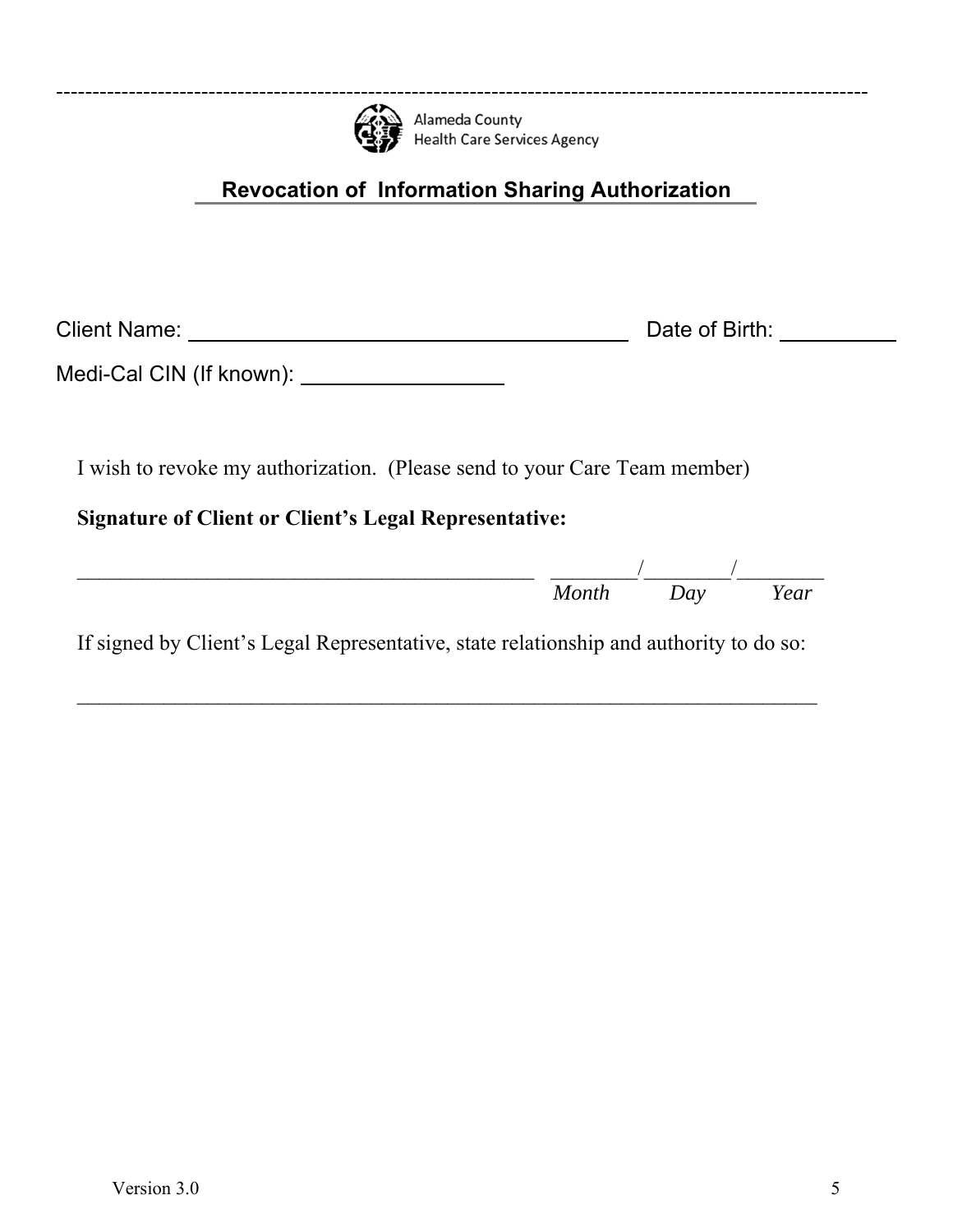Alameda County
Health Care Services Agency

# Revocation of Information Sharing Authorization

Client Name: ______________________________ Date of Birth: __________

Medi-Cal CIN (If known): ________________

I wish to revoke my authorization. (Please send to your Care Team member)

**Signature of Client or Client's Legal Representative:**

_____________________________________________ ________/________/________
*Month* *Day* *Year*

If signed by Client's Legal Representative, state relationship and authority to do so:

_________________________________________________________________________